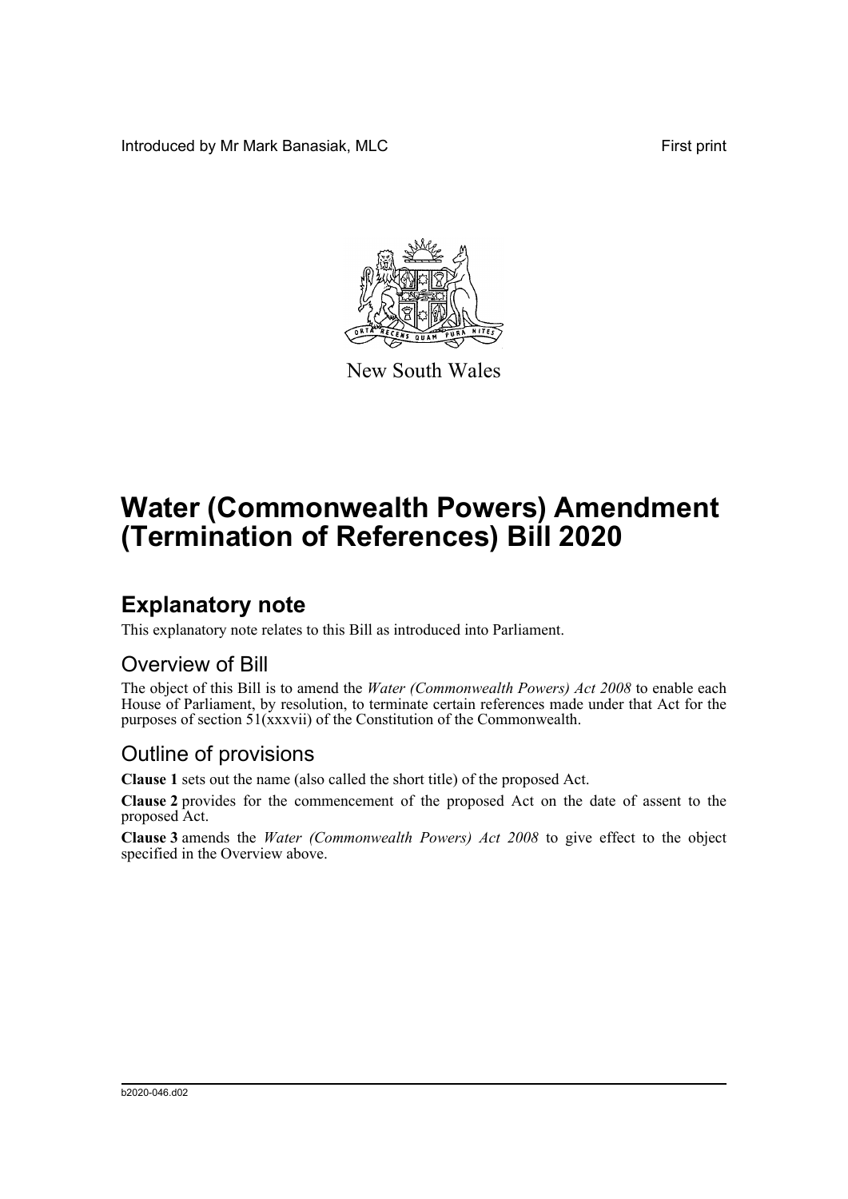Introduced by Mr Mark Banasiak, MLC

First print

New South Wales

# Water (Commonwealth Powers) Amendment (Termination of References) Bill 2020

## Explanatory note

This explanatory note relates to this Bill as introduced into Parliament.

### Overview of Bill

The object of this Bill is to amend the *Water (Commonwealth Powers) Act 2008* to enable each House of Parliament, by resolution, to terminate certain references made under that Act for the purposes of section 51(xxxvii) of the Constitution of the Commonwealth.

### Outline of provisions

**Clause 1** sets out the name (also called the short title) of the proposed Act.

**Clause 2** provides for the commencement of the proposed Act on the date of assent to the proposed Act.

**Clause 3** amends the *Water (Commonwealth Powers) Act 2008* to give effect to the object specified in the Overview above.

b2020-046.d02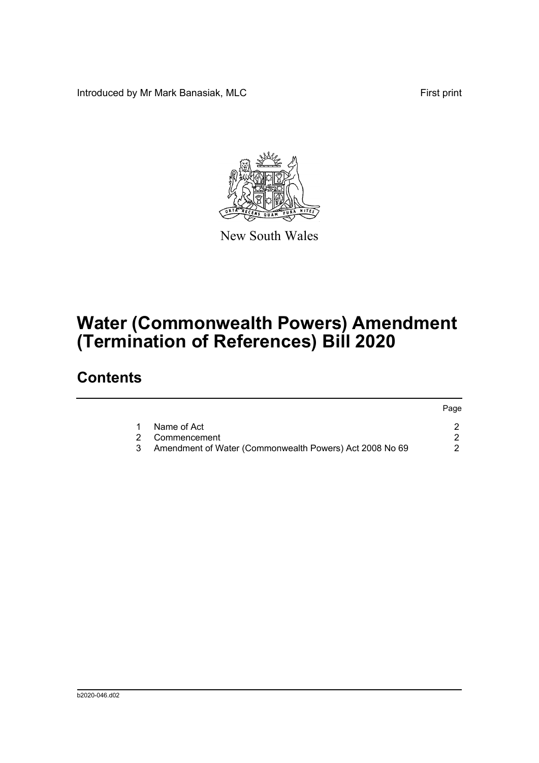Introduced by Mr Mark Banasiak, MLC

First print

New South Wales

# Water (Commonwealth Powers) Amendment (Termination of References) Bill 2020

## Contents

| | | Page |
|---|---|---|
| 1 | Name of Act | 2 |
| 2 | Commencement | 2 |
| 3 | Amendment of Water (Commonwealth Powers) Act 2008 No 69 | 2 |

b2020-046.d02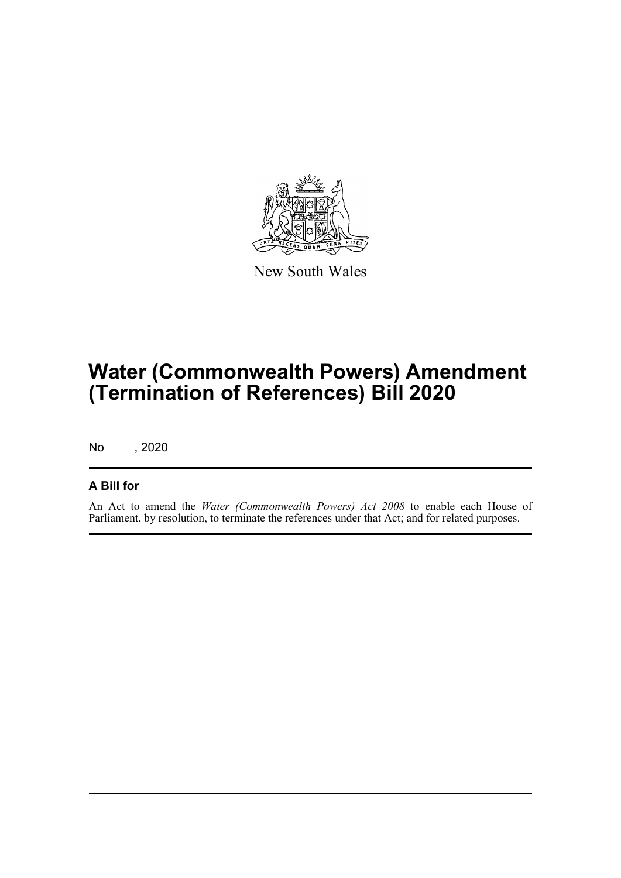New South Wales

# Water (Commonwealth Powers) Amendment (Termination of References) Bill 2020

No , 2020

## A Bill for

An Act to amend the *Water (Commonwealth Powers) Act 2008* to enable each House of Parliament, by resolution, to terminate the references under that Act; and for related purposes.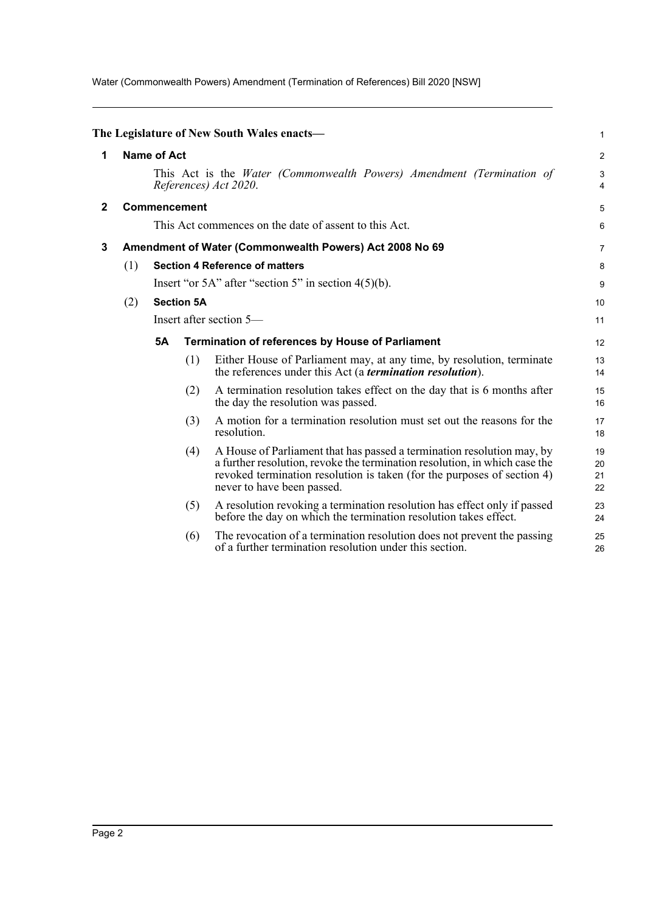The Legislature of New South Wales enacts—

## 1 Name of Act

This Act is the *Water (Commonwealth Powers) Amendment (Termination of References) Act 2020*.

## 2 Commencement

This Act commences on the date of assent to this Act.

## 3 Amendment of Water (Commonwealth Powers) Act 2008 No 69

(1) **Section 4 Reference of matters**

Insert "or 5A" after "section 5" in section 4(5)(b).

(2) **Section 5A**

Insert after section 5—

### 5A Termination of references by House of Parliament

(1) Either House of Parliament may, at any time, by resolution, terminate the references under this Act (a ***termination resolution***).

(2) A termination resolution takes effect on the day that is 6 months after the day the resolution was passed.

(3) A motion for a termination resolution must set out the reasons for the resolution.

(4) A House of Parliament that has passed a termination resolution may, by a further resolution, revoke the termination resolution, in which case the revoked termination resolution is taken (for the purposes of section 4) never to have been passed.

(5) A resolution revoking a termination resolution has effect only if passed before the day on which the termination resolution takes effect.

(6) The revocation of a termination resolution does not prevent the passing of a further termination resolution under this section.